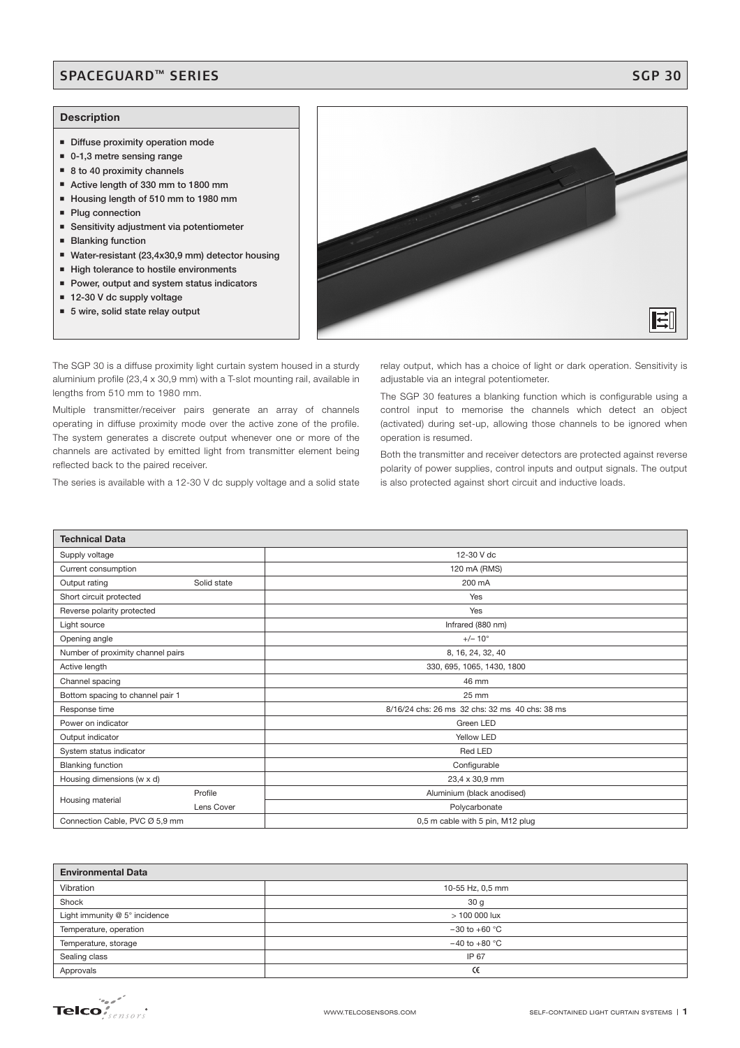# SPACEGUARD™ SERIES

## SGP 30

### Description

- Diffuse proximity operation mode
- 0-1,3 metre sensing range
- 8 to 40 proximity channels
- Active length of 330 mm to 1800 mm
- Housing length of 510 mm to 1980 mm
- Plug connection
- Sensitivity adjustment via potentiometer
- Blanking function
- Water-resistant (23,4x30,9 mm) detector housing
- High tolerance to hostile environments
- Power, output and system status indicators
- 12-30 V dc supply voltage
- 5 wire, solid state relay output

The SGP 30 is a diffuse proximity light curtain system housed in a sturdy aluminium profile (23,4 x 30,9 mm) with a T-slot mounting rail, available in lengths from 510 mm to 1980 mm.

Multiple transmitter/receiver pairs generate an array of channels operating in diffuse proximity mode over the active zone of the profile. The system generates a discrete output whenever one or more of the channels are activated by emitted light from transmitter element being reflected back to the paired receiver.

The series is available with a 12-30 V dc supply voltage and a solid state relay output, which has a choice of light or dark operation. Sensitivity is adjustable via an integral potentiometer.

The SGP 30 features a blanking function which is configurable using a control input to memorise the channels which detect an object (activated) during set-up, allowing those channels to be ignored when operation is resumed.

Both the transmitter and receiver detectors are protected against reverse polarity of power supplies, control inputs and output signals. The output is also protected against short circuit and inductive loads.

| Technical Data | | |
|---|---|---|
| Supply voltage | | 12-30 V dc |
| Current consumption | | 120 mA (RMS) |
| Output rating | Solid state | 200 mA |
| Short circuit protected | | Yes |
| Reverse polarity protected | | Yes |
| Light source | | Infrared (880 nm) |
| Opening angle | | +/− 10° |
| Number of proximity channel pairs | | 8, 16, 24, 32, 40 |
| Active length | | 330, 695, 1065, 1430, 1800 |
| Channel spacing | | 46 mm |
| Bottom spacing to channel pair 1 | | 25 mm |
| Response time | | 8/16/24 chs: 26 ms 32 chs: 32 ms 40 chs: 38 ms |
| Power on indicator | | Green LED |
| Output indicator | | Yellow LED |
| System status indicator | | Red LED |
| Blanking function | | Configurable |
| Housing dimensions (w x d) | | 23,4 x 30,9 mm |
| Housing material | Profile | Aluminium (black anodised) |
| | Lens Cover | Polycarbonate |
| Connection Cable, PVC Ø 5,9 mm | | 0,5 m cable with 5 pin, M12 plug |

| Environmental Data | |
|---|---|
| Vibration | 10-55 Hz, 0,5 mm |
| Shock | 30 g |
| Light immunity @ 5° incidence | > 100 000 lux |
| Temperature, operation | −30 to +60 °C |
| Temperature, storage | −40 to +80 °C |
| Sealing class | IP 67 |
| Approvals | CE |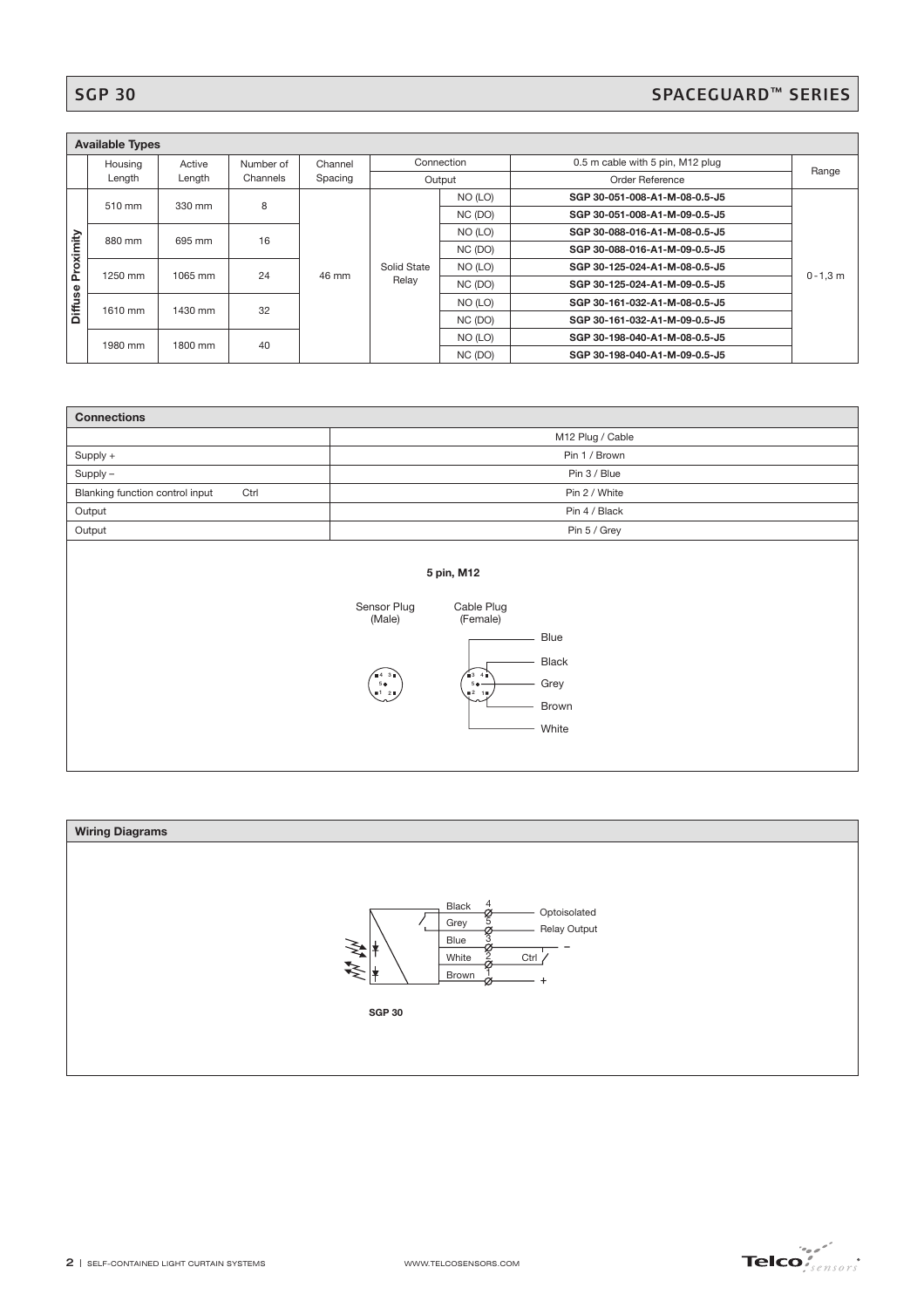## SGP 30 — SPACEGUARD™ SERIES

### Available Types

| | Housing Length | Active Length | Number of Channels | Channel Spacing | Connection / Output | | 0.5 m cable with 5 pin, M12 plug / Order Reference | Range |
|---|---|---|---|---|---|---|---|---|
| Diffuse Proximity | 510 mm | 330 mm | 8 | 46 mm | Solid State Relay | NO (LO) | SGP 30-051-008-A1-M-08-0.5-J5 | 0 - 1,3 m |
| | | | | | | NC (DO) | SGP 30-051-008-A1-M-09-0.5-J5 | |
| | 880 mm | 695 mm | 16 | | | NO (LO) | SGP 30-088-016-A1-M-08-0.5-J5 | |
| | | | | | | NC (DO) | SGP 30-088-016-A1-M-09-0.5-J5 | |
| | 1250 mm | 1065 mm | 24 | | | NO (LO) | SGP 30-125-024-A1-M-08-0.5-J5 | |
| | | | | | | NC (DO) | SGP 30-125-024-A1-M-09-0.5-J5 | |
| | 1610 mm | 1430 mm | 32 | | | NO (LO) | SGP 30-161-032-A1-M-08-0.5-J5 | |
| | | | | | | NC (DO) | SGP 30-161-032-A1-M-09-0.5-J5 | |
| | 1980 mm | 1800 mm | 40 | | | NO (LO) | SGP 30-198-040-A1-M-08-0.5-J5 | |
| | | | | | | NC (DO) | SGP 30-198-040-A1-M-09-0.5-J5 | |

### Connections

| | M12 Plug / Cable |
|---|---|
| Supply + | Pin 1 / Brown |
| Supply – | Pin 3 / Blue |
| Blanking function control input Ctrl | Pin 2 / White |
| Output | Pin 4 / Black |
| Output | Pin 5 / Grey |

**5 pin, M12**

Sensor Plug (Male) — Cable Plug (Female)

Blue, Black, Grey, Brown, White

### Wiring Diagrams

Black 4, Grey 5 — Optoisolated Relay Output
Blue 3 — –
White 2 — Ctrl
Brown 1 — +

**SGP 30**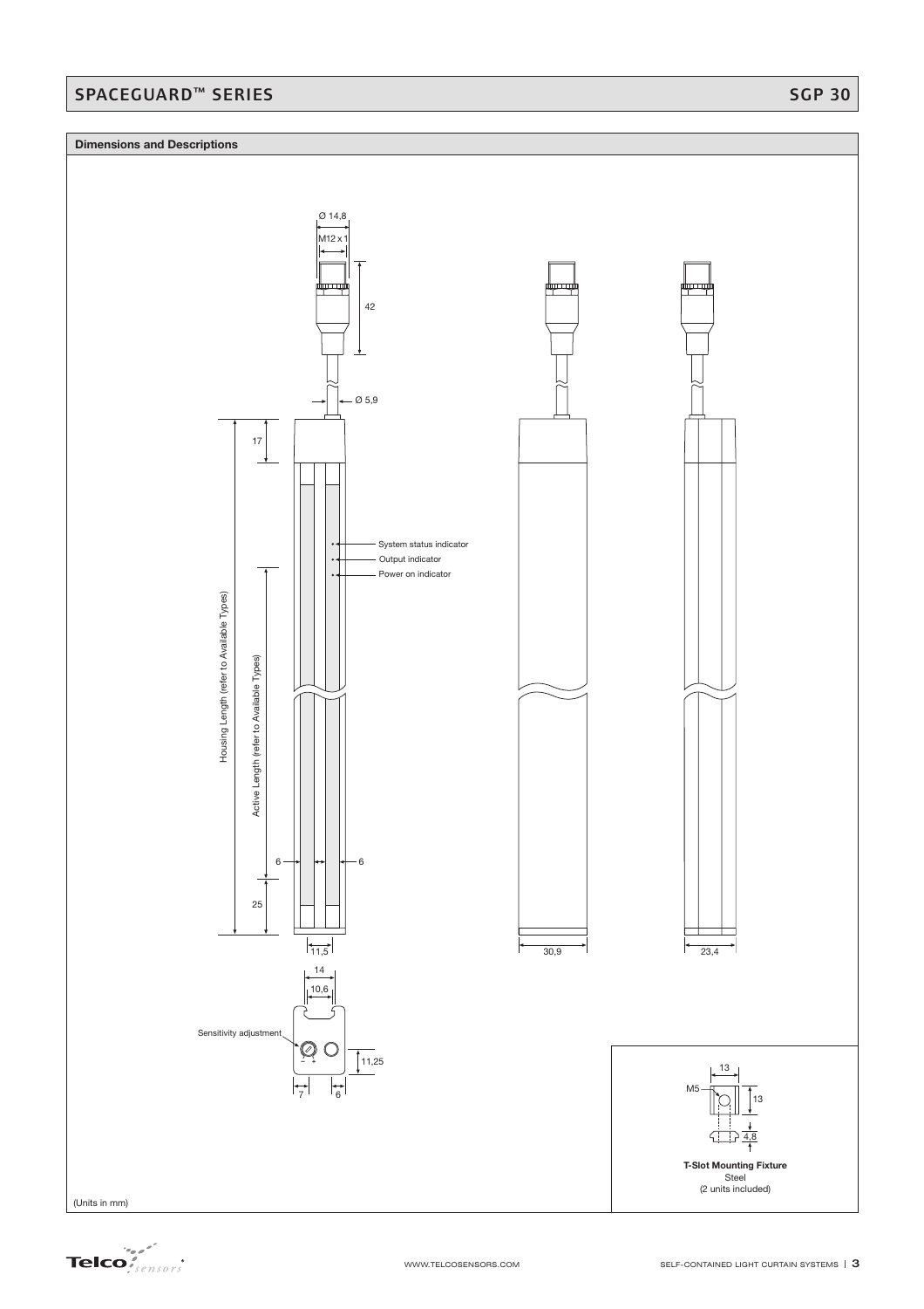## Dimensions and Descriptions

Ø 14,8

M12 x 1

42

Ø 5,9

17

System status indicator

Output indicator

Power on indicator

Housing Length (refer to Available Types)

Active Length (refer to Available Types)

6

6

25

11,5

30,9

23,4

14

10,6

Sensitivity adjustment

11,25

7

6

13

M5

13

4,8

**T-Slot Mounting Fixture**
Steel
(2 units included)

(Units in mm)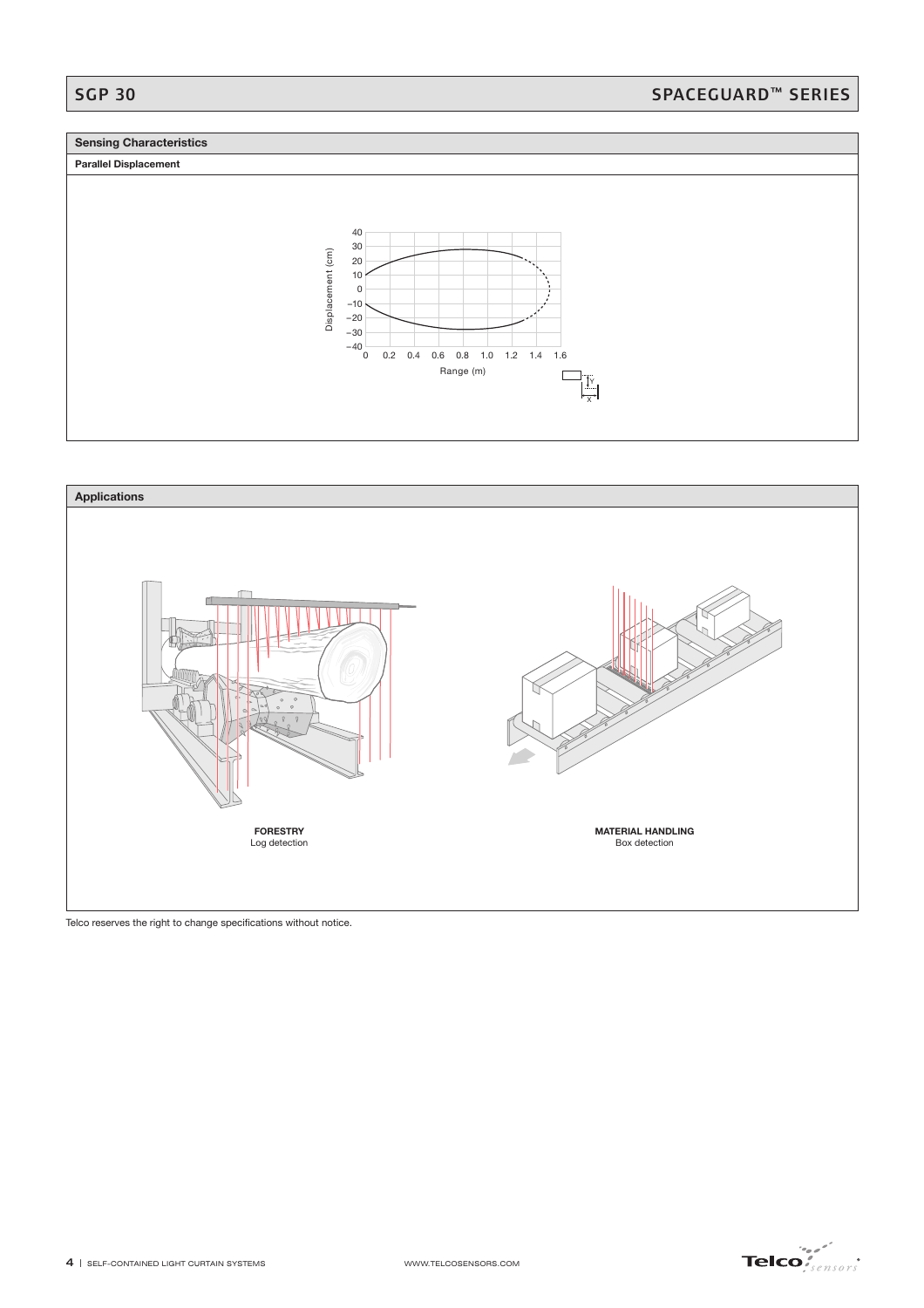# SGP 30 — SPACEGUARD™ SERIES

## Sensing Characteristics

### Parallel Displacement

Displacement (cm)
40
30
20
10
0
−10
−20
−30
−40
0 0.2 0.4 0.6 0.8 1.0 1.2 1.4 1.6
Range (m)
Y
X

## Applications

**FORESTRY**
Log detection

**MATERIAL HANDLING**
Box detection

Telco reserves the right to change specifications without notice.